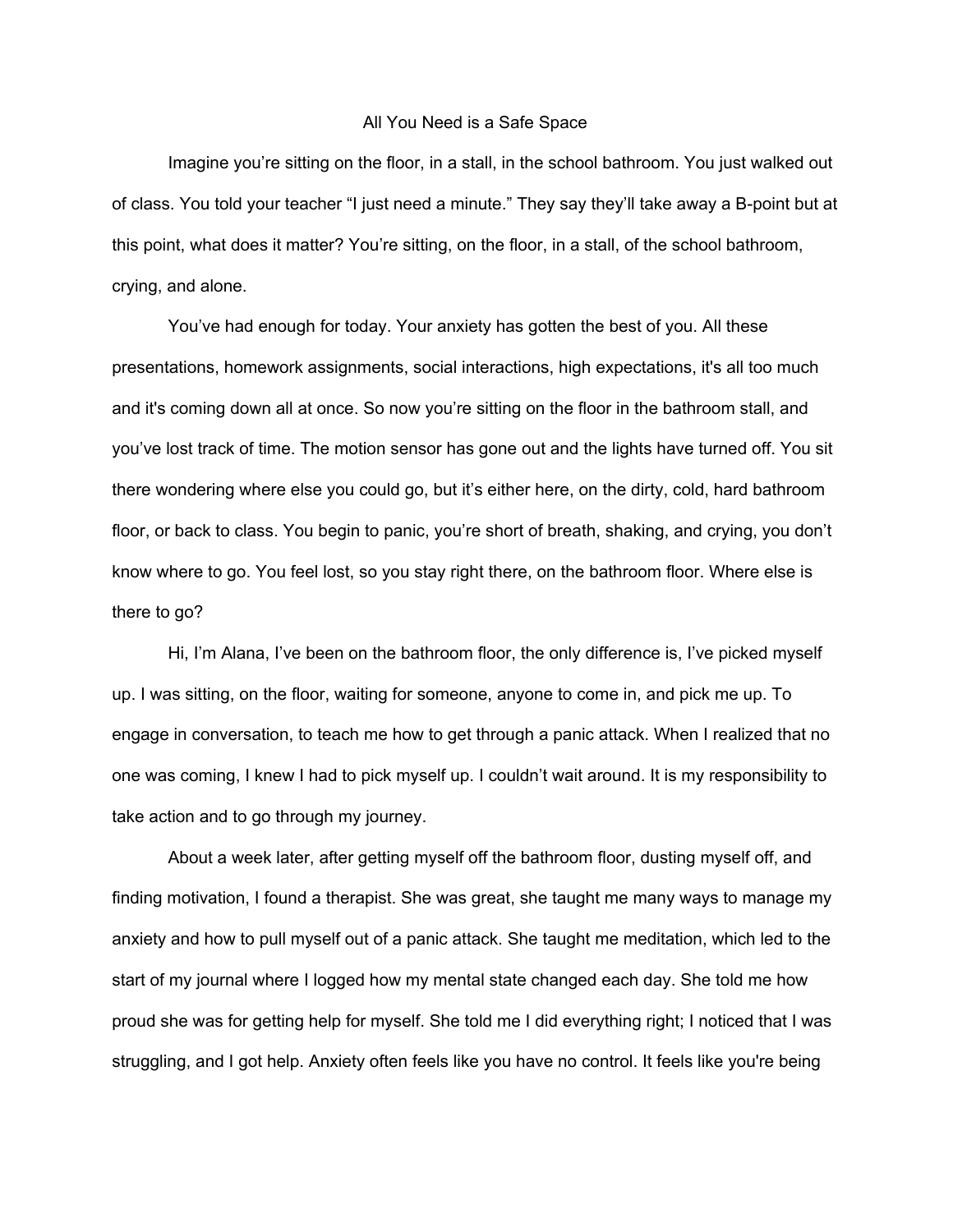# All You Need is a Safe Space

Imagine you're sitting on the floor, in a stall, in the school bathroom. You just walked out of class. You told your teacher "I just need a minute." They say they'll take away a B-point but at this point, what does it matter? You're sitting, on the floor, in a stall, of the school bathroom, crying, and alone.

You've had enough for today. Your anxiety has gotten the best of you. All these presentations, homework assignments, social interactions, high expectations, it's all too much and it's coming down all at once. So now you're sitting on the floor in the bathroom stall, and you've lost track of time. The motion sensor has gone out and the lights have turned off. You sit there wondering where else you could go, but it's either here, on the dirty, cold, hard bathroom floor, or back to class. You begin to panic, you're short of breath, shaking, and crying, you don't know where to go. You feel lost, so you stay right there, on the bathroom floor. Where else is there to go?

Hi, I'm Alana, I've been on the bathroom floor, the only difference is, I've picked myself up. I was sitting, on the floor, waiting for someone, anyone to come in, and pick me up. To engage in conversation, to teach me how to get through a panic attack. When I realized that no one was coming, I knew I had to pick myself up. I couldn't wait around. It is my responsibility to take action and to go through my journey.

About a week later, after getting myself off the bathroom floor, dusting myself off, and finding motivation, I found a therapist. She was great, she taught me many ways to manage my anxiety and how to pull myself out of a panic attack. She taught me meditation, which led to the start of my journal where I logged how my mental state changed each day. She told me how proud she was for getting help for myself. She told me I did everything right; I noticed that I was struggling, and I got help. Anxiety often feels like you have no control. It feels like you're being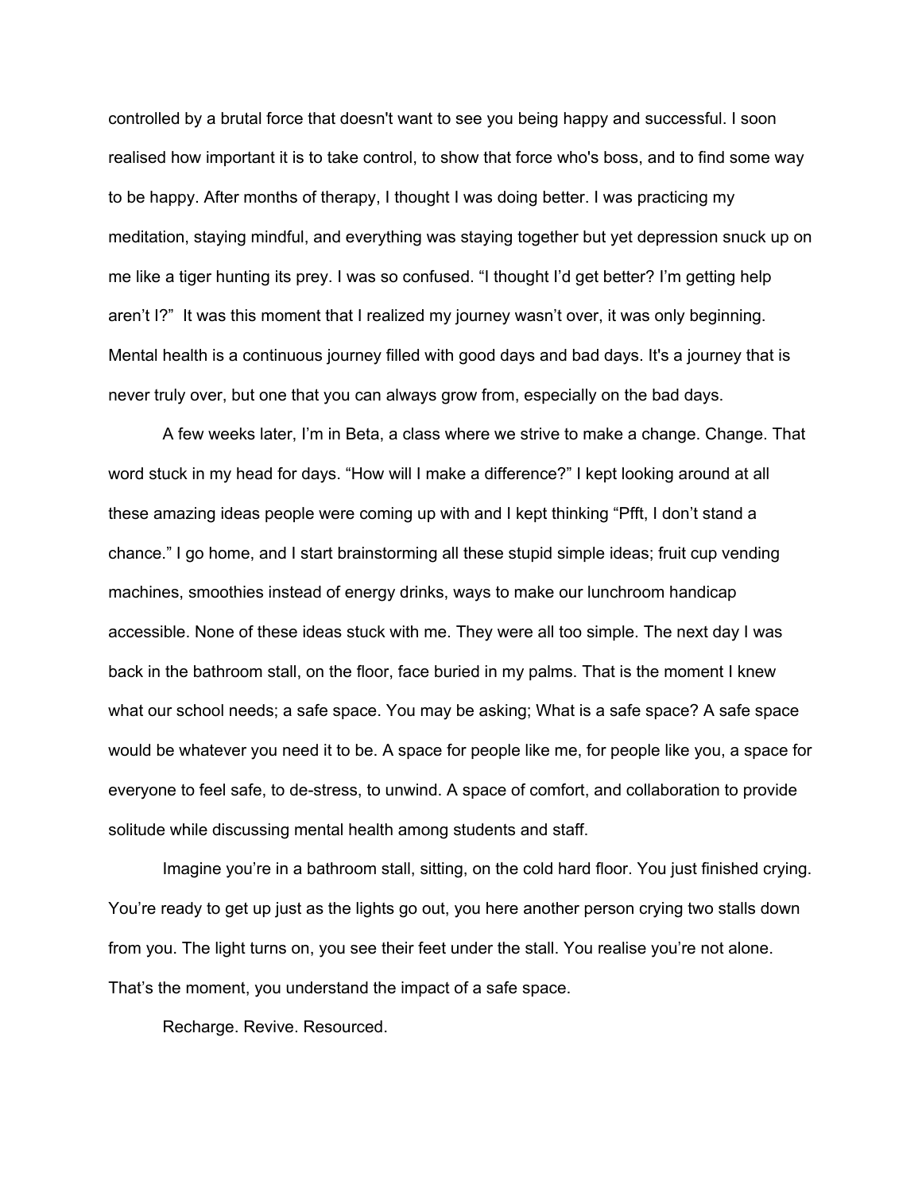controlled by a brutal force that doesn't want to see you being happy and successful. I soon realised how important it is to take control, to show that force who's boss, and to find some way to be happy. After months of therapy, I thought I was doing better. I was practicing my meditation, staying mindful, and everything was staying together but yet depression snuck up on me like a tiger hunting its prey. I was so confused. "I thought I'd get better? I'm getting help aren't I?" It was this moment that I realized my journey wasn't over, it was only beginning. Mental health is a continuous journey filled with good days and bad days. It's a journey that is never truly over, but one that you can always grow from, especially on the bad days.

A few weeks later, I'm in Beta, a class where we strive to make a change. Change. That word stuck in my head for days. "How will I make a difference?" I kept looking around at all these amazing ideas people were coming up with and I kept thinking "Pfft, I don't stand a chance." I go home, and I start brainstorming all these stupid simple ideas; fruit cup vending machines, smoothies instead of energy drinks, ways to make our lunchroom handicap accessible. None of these ideas stuck with me. They were all too simple. The next day I was back in the bathroom stall, on the floor, face buried in my palms. That is the moment I knew what our school needs; a safe space. You may be asking; What is a safe space? A safe space would be whatever you need it to be. A space for people like me, for people like you, a space for everyone to feel safe, to de-stress, to unwind. A space of comfort, and collaboration to provide solitude while discussing mental health among students and staff.

Imagine you're in a bathroom stall, sitting, on the cold hard floor. You just finished crying. You're ready to get up just as the lights go out, you here another person crying two stalls down from you. The light turns on, you see their feet under the stall. You realise you're not alone. That's the moment, you understand the impact of a safe space.

Recharge. Revive. Resourced.